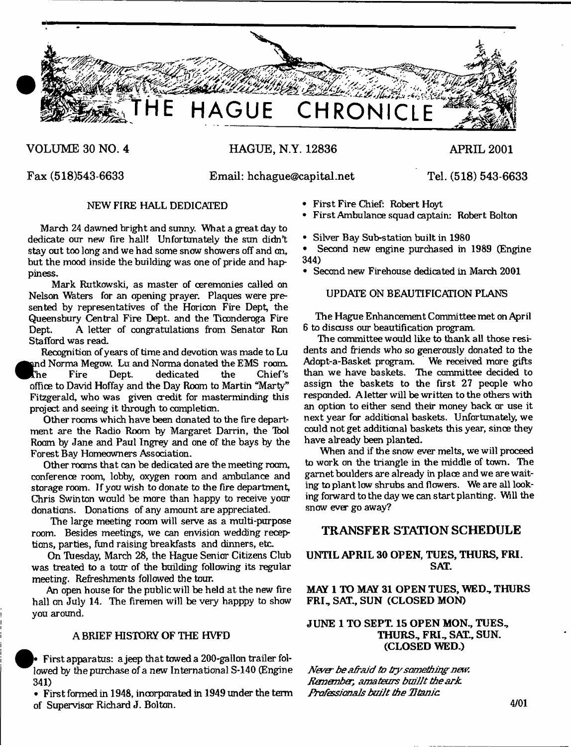# THE HAGUE CHRONICLE

VOLUME 30 NO. 4 — HAGUE, N.Y. 12836 — APRIL 2001

Fax (518)543-6633 — Email: hchague@capital.net — Tel. (518) 543-6633

## NEW FIRE HALL DEDICATED

March 24 dawned bright and sunny. What a great day to dedicate our new fire hall! Unfortunately the sun didn't stay out too long and we had some snow showers off and on, but the mood inside the building was one of pride and happiness.

Mark Rutkowski, as master of ceremonies called on Nelson Waters for an opening prayer. Plaques were presented by representatives of the Horicon Fire Dept, the Queensbury Central Fire Dept. and the Ticonderoga Fire Dept. A letter of congratulations from Senator Ron Stafford was read.

Recognition of years of time and devotion was made to Lu and Norma Megow. Lu and Norma donated the EMS room. The Fire Dept. dedicated the Chief's office to David Hoffay and the Day Room to Martin "Marty" Fitzgerald, who was given credit for masterminding this project and seeing it through to completion.

Other rooms which have been donated to the fire department are the Radio Room by Margaret Darrin, the Tool Room by Jane and Paul Ingrey and one of the bays by the Forest Bay Homeowners Association.

Other rooms that can be dedicated are the meeting room, conference room, lobby, oxygen room and ambulance and storage room. If you wish to donate to the fire department, Chris Swinton would be more than happy to receive your donations. Donations of any amount are appreciated.

The large meeting room will serve as a multi-purpose room. Besides meetings, we can envision wedding receptions, parties, fund raising breakfasts and dinners, etc.

On Tuesday, March 28, the Hague Senior Citizens Club was treated to a tour of the building following its regular meeting. Refreshments followed the tour.

An open house for the public will be held at the new fire hall on July 14. The firemen will be very happpy to show you around.

## A BRIEF HISTORY OF THE HVFD

- First apparatus: a jeep that towed a 200-gallon trailer followed by the purchase of a new International S-140 (Engine 341)
- First formed in 1948, incorporated in 1949 under the term of Supervisor Richard J. Bolton.
- First Fire Chief: Robert Hoyt
- First Ambulance squad captain: Robert Bolton
- Silver Bay Sub-station built in 1980
- Second new engine purchased in 1989 (Engine 344)
- Second new Firehouse dedicated in March 2001

## UPDATE ON BEAUTIFICATION PLANS

The Hague Enhancement Committee met on April 6 to discuss our beautification program.

The committee would like to thank all those residents and friends who so generously donated to the Adopt-a-Basket program. We received more gifts than we have baskets. The committee decided to assign the baskets to the first 27 people who responded. A letter will be written to the others with an option to either send their money back or use it next year for additional baskets. Unfortunately, we could not get additional baskets this year, since they have already been planted.

When and if the snow ever melts, we will proceed to work on the triangle in the middle of town. The garnet boulders are already in place and we are waiting to plant low shrubs and flowers. We are all looking forward to the day we can start planting. Will the snow ever go away?

## TRANSFER STATION SCHEDULE

**UNTIL APRIL 30 OPEN, TUES, THURS, FRI. SAT.**

**MAY 1 TO MAY 31 OPEN TUES, WED., THURS FRI., SAT., SUN (CLOSED MON)**

**JUNE 1 TO SEPT. 15 OPEN MON., TUES., THURS., FRI., SAT., SUN. (CLOSED WED.)**

*Never be afraid to try something new.*
*Remember, amateurs buillt the ark.*
*Professionals built the Titanic.*

4/01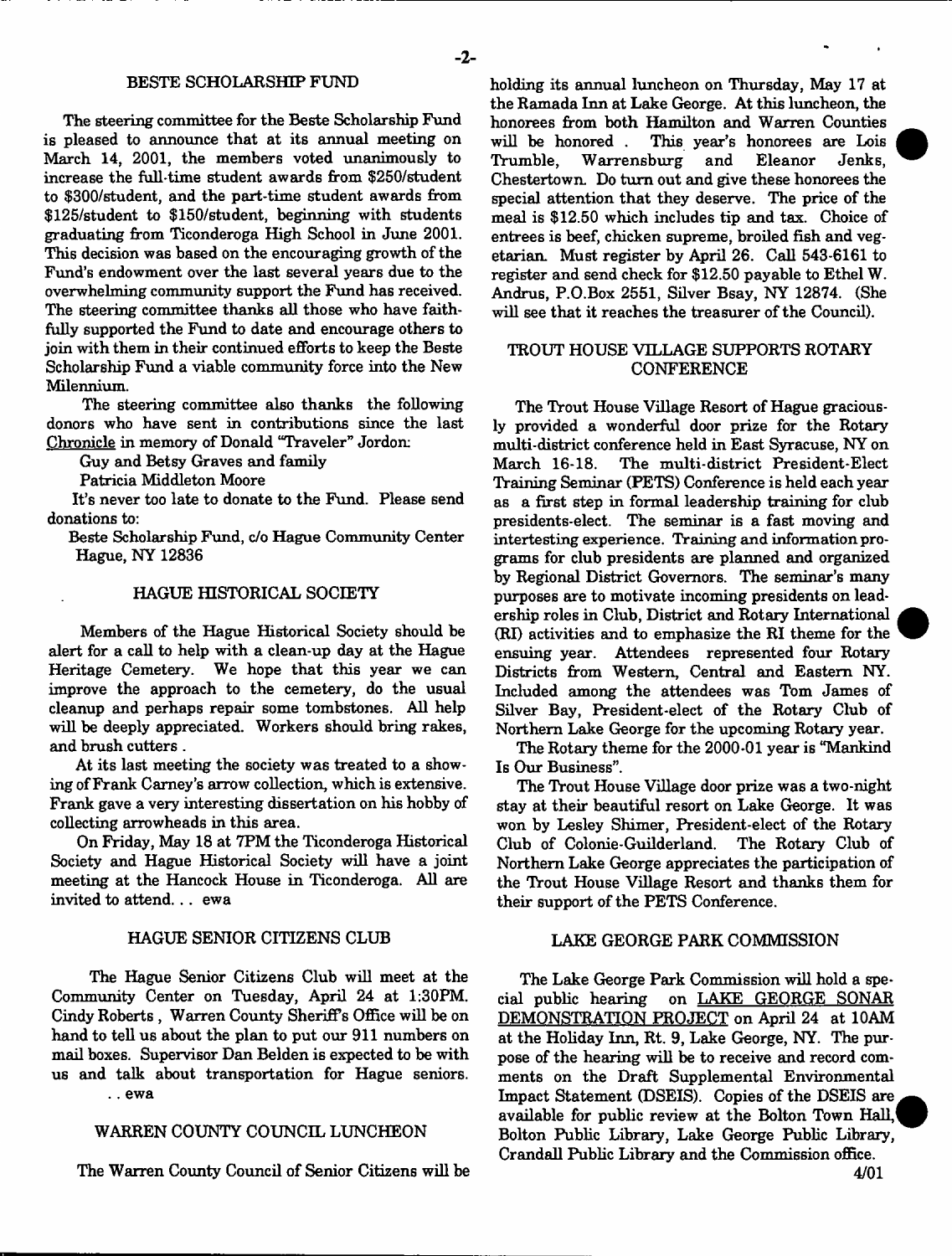## BESTE SCHOLARSHIP FUND

The steering committee for the Beste Scholarship Fund is pleased to announce that at its annual meeting on March 14, 2001, the members voted unanimously to increase the full-time student awards from $250/student to $300/student, and the part-time student awards from $125/student to $150/student, beginning with students graduating from Ticonderoga High School in June 2001. This decision was based on the encouraging growth of the Fund's endowment over the last several years due to the overwhelming community support the Fund has received. The steering committee thanks all those who have faithfully supported the Fund to date and encourage others to join with them in their continued efforts to keep the Beste Scholarship Fund a viable community force into the New Milennium.

The steering committee also thanks the following donors who have sent in contributions since the last Chronicle in memory of Donald "Traveler" Jordon:

Guy and Betsy Graves and family

Patricia Middleton Moore

It's never too late to donate to the Fund. Please send donations to:

Beste Scholarship Fund, c/o Hague Community Center
Hague, NY 12836

## HAGUE HISTORICAL SOCIETY

Members of the Hague Historical Society should be alert for a call to help with a clean-up day at the Hague Heritage Cemetery. We hope that this year we can improve the approach to the cemetery, do the usual cleanup and perhaps repair some tombstones. All help will be deeply appreciated. Workers should bring rakes, and brush cutters.

At its last meeting the society was treated to a showing of Frank Carney's arrow collection, which is extensive. Frank gave a very interesting dissertation on his hobby of collecting arrowheads in this area.

On Friday, May 18 at 7PM the Ticonderoga Historical Society and Hague Historical Society will have a joint meeting at the Hancock House in Ticonderoga. All are invited to attend... ewa

## HAGUE SENIOR CITIZENS CLUB

The Hague Senior Citizens Club will meet at the Community Center on Tuesday, April 24 at 1:30PM. Cindy Roberts, Warren County Sheriff's Office will be on hand to tell us about the plan to put our 911 numbers on mail boxes. Supervisor Dan Belden is expected to be with us and talk about transportation for Hague seniors. ..ewa

## WARREN COUNTY COUNCIL LUNCHEON

The Warren County Council of Senior Citizens will be holding its annual luncheon on Thursday, May 17 at the Ramada Inn at Lake George. At this luncheon, the honorees from both Hamilton and Warren Counties will be honored. This year's honorees are Lois Trumble, Warrensburg and Eleanor Jenks, Chestertown. Do turn out and give these honorees the special attention that they deserve. The price of the meal is $12.50 which includes tip and tax. Choice of entrees is beef, chicken supreme, broiled fish and vegetarian. Must register by April 26. Call 543-6161 to register and send check for $12.50 payable to Ethel W. Andrus, P.O.Box 2551, Silver Bsay, NY 12874. (She will see that it reaches the treasurer of the Council).

## TROUT HOUSE VILLAGE SUPPORTS ROTARY CONFERENCE

The Trout House Village Resort of Hague graciously provided a wonderful door prize for the Rotary multi-district conference held in East Syracuse, NY on March 16-18. The multi-district President-Elect Training Seminar (PETS) Conference is held each year as a first step in formal leadership training for club presidents-elect. The seminar is a fast moving and intertesting experience. Training and information programs for club presidents are planned and organized by Regional District Governors. The seminar's many purposes are to motivate incoming presidents on leadership roles in Club, District and Rotary International (RI) activities and to emphasize the RI theme for the ensuing year. Attendees represented four Rotary Districts from Western, Central and Eastern NY. Included among the attendees was Tom James of Silver Bay, President-elect of the Rotary Club of Northern Lake George for the upcoming Rotary year.

The Rotary theme for the 2000-01 year is "Mankind Is Our Business".

The Trout House Village door prize was a two-night stay at their beautiful resort on Lake George. It was won by Lesley Shimer, President-elect of the Rotary Club of Colonie-Guilderland. The Rotary Club of Northern Lake George appreciates the participation of the Trout House Village Resort and thanks them for their support of the PETS Conference.

## LAKE GEORGE PARK COMMISSION

The Lake George Park Commission will hold a special public hearing on LAKE GEORGE SONAR DEMONSTRATION PROJECT on April 24 at 10AM at the Holiday Inn, Rt. 9, Lake George, NY. The purpose of the hearing will be to receive and record comments on the Draft Supplemental Environmental Impact Statement (DSEIS). Copies of the DSEIS are available for public review at the Bolton Town Hall, Bolton Public Library, Lake George Public Library, Crandall Public Library and the Commission office.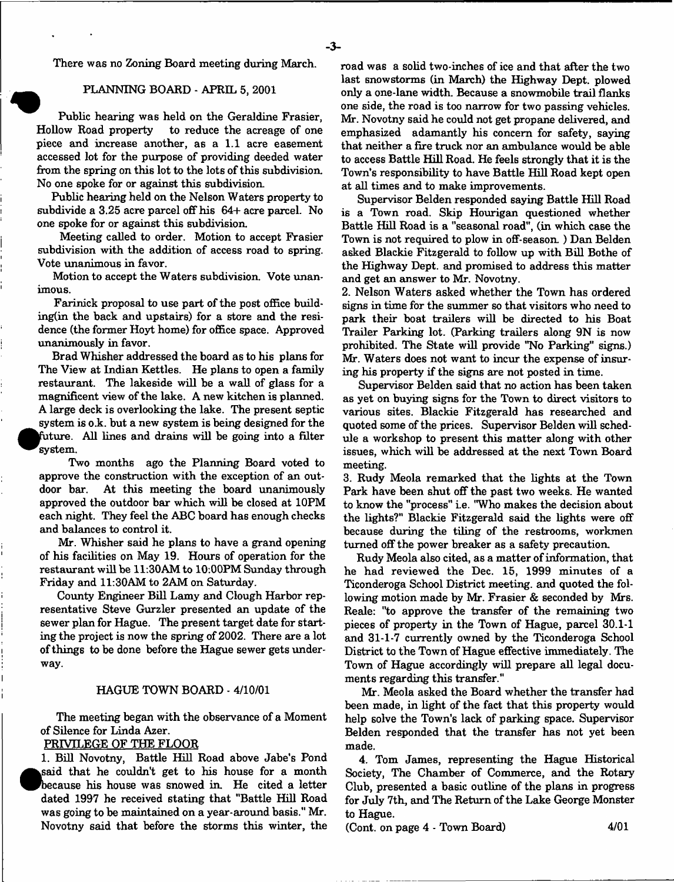There was no Zoning Board meeting during March.

## PLANNING BOARD - APRIL 5, 2001

Public hearing was held on the Geraldine Frasier, Hollow Road property to reduce the acreage of one piece and increase another, as a 1.1 acre easement accessed lot for the purpose of providing deeded water from the spring on this lot to the lots of this subdivision. No one spoke for or against this subdivision.

Public hearing held on the Nelson Waters property to subdivide a 3.25 acre parcel off his 64+ acre parcel. No one spoke for or against this subdivision.

Meeting called to order. Motion to accept Frasier subdivision with the addition of access road to spring. Vote unanimous in favor.

Motion to accept the Waters subdivision. Vote unanimous.

Farinick proposal to use part of the post office building(in the back and upstairs) for a store and the residence (the former Hoyt home) for office space. Approved unanimously in favor.

Brad Whisher addressed the board as to his plans for The View at Indian Kettles. He plans to open a family restaurant. The lakeside will be a wall of glass for a magnificent view of the lake. A new kitchen is planned. A large deck is overlooking the lake. The present septic system is o.k. but a new system is being designed for the future. All lines and drains will be going into a filter system.

Two months ago the Planning Board voted to approve the construction with the exception of an outdoor bar. At this meeting the board unanimously approved the outdoor bar which will be closed at 10PM each night. They feel the ABC board has enough checks and balances to control it.

Mr. Whisher said he plans to have a grand opening of his facilities on May 19. Hours of operation for the restaurant will be 11:30AM to 10:00PM Sunday through Friday and 11:30AM to 2AM on Saturday.

County Engineer Bill Lamy and Clough Harbor representative Steve Gurzler presented an update of the sewer plan for Hague. The present target date for starting the project is now the spring of 2002. There are a lot of things to be done before the Hague sewer gets underway.

## HAGUE TOWN BOARD - 4/10/01

The meeting began with the observance of a Moment of Silence for Linda Azer.

PRIVILEGE OF THE FLOOR

1. Bill Novotny, Battle Hill Road above Jabe's Pond said that he couldn't get to his house for a month because his house was snowed in. He cited a letter dated 1997 he received stating that "Battle Hill Road was going to be maintained on a year-around basis." Mr. Novotny said that before the storms this winter, the road was a solid two-inches of ice and that after the two last snowstorms (in March) the Highway Dept. plowed only a one-lane width. Because a snowmobile trail flanks one side, the road is too narrow for two passing vehicles. Mr. Novotny said he could not get propane delivered, and emphasized adamantly his concern for safety, saying that neither a fire truck nor an ambulance would be able to access Battle Hill Road. He feels strongly that it is the Town's responsibility to have Battle Hill Road kept open at all times and to make improvements.

Supervisor Belden responded saying Battle Hill Road is a Town road. Skip Hourigan questioned whether Battle Hill Road is a "seasonal road", (in which case the Town is not required to plow in off-season. ) Dan Belden asked Blackie Fitzgerald to follow up with Bill Bothe of the Highway Dept. and promised to address this matter and get an answer to Mr. Novotny.

2. Nelson Waters asked whether the Town has ordered signs in time for the summer so that visitors who need to park their boat trailers will be directed to his Boat Trailer Parking lot. (Parking trailers along 9N is now prohibited. The State will provide "No Parking" signs.) Mr. Waters does not want to incur the expense of insuring his property if the signs are not posted in time.

Supervisor Belden said that no action has been taken as yet on buying signs for the Town to direct visitors to various sites. Blackie Fitzgerald has researched and quoted some of the prices. Supervisor Belden will schedule a workshop to present this matter along with other issues, which will be addressed at the next Town Board meeting.

3. Rudy Meola remarked that the lights at the Town Park have been shut off the past two weeks. He wanted to know the "process" i.e. "Who makes the decision about the lights?" Blackie Fitzgerald said the lights were off because during the tiling of the restrooms, workmen turned off the power breaker as a safety precaution.

Rudy Meola also cited, as a matter of information, that he had reviewed the Dec. 15, 1999 minutes of a Ticonderoga School District meeting. and quoted the following motion made by Mr. Frasier & seconded by Mrs. Reale: "to approve the transfer of the remaining two pieces of property in the Town of Hague, parcel 30.1-1 and 31-1-7 currently owned by the Ticonderoga School District to the Town of Hague effective immediately. The Town of Hague accordingly will prepare all legal documents regarding this transfer."

Mr. Meola asked the Board whether the transfer had been made, in light of the fact that this property would help solve the Town's lack of parking space. Supervisor Belden responded that the transfer has not yet been made.

4. Tom James, representing the Hague Historical Society, The Chamber of Commerce, and the Rotary Club, presented a basic outline of the plans in progress for July 7th, and The Return of the Lake George Monster to Hague.

(Cont. on page 4 - Town Board)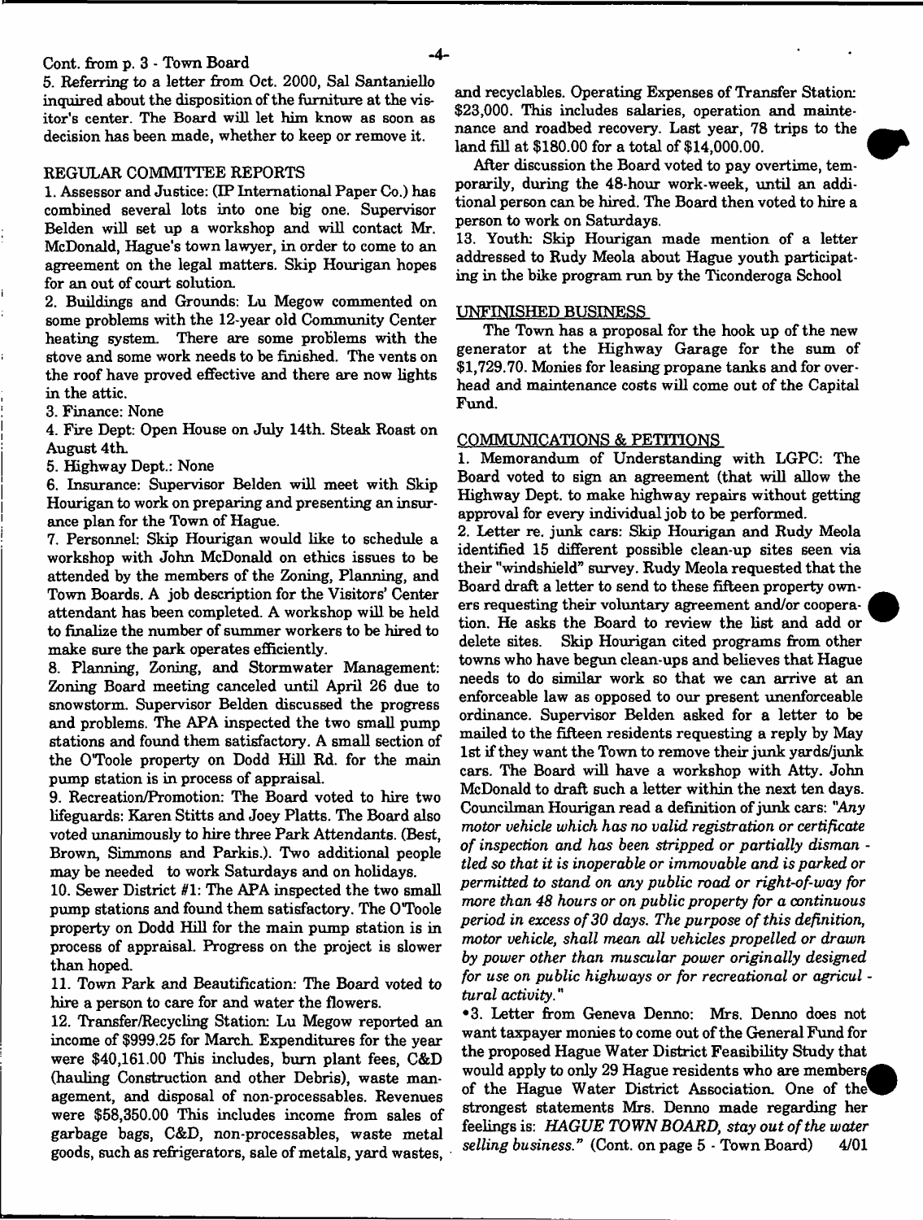Cont. from p. 3 - Town Board

5. Referring to a letter from Oct. 2000, Sal Santaniello inquired about the disposition of the furniture at the visitor's center. The Board will let him know as soon as decision has been made, whether to keep or remove it.

## REGULAR COMMITTEE REPORTS

1. Assessor and Justice: (IP International Paper Co.) has combined several lots into one big one. Supervisor Belden will set up a workshop and will contact Mr. McDonald, Hague's town lawyer, in order to come to an agreement on the legal matters. Skip Hourigan hopes for an out of court solution.
2. Buildings and Grounds: Lu Megow commented on some problems with the 12-year old Community Center heating system. There are some problems with the stove and some work needs to be finished. The vents on the roof have proved effective and there are now lights in the attic.
3. Finance: None
4. Fire Dept: Open House on July 14th. Steak Roast on August 4th.
5. Highway Dept.: None
6. Insurance: Supervisor Belden will meet with Skip Hourigan to work on preparing and presenting an insurance plan for the Town of Hague.
7. Personnel: Skip Hourigan would like to schedule a workshop with John McDonald on ethics issues to be attended by the members of the Zoning, Planning, and Town Boards. A job description for the Visitors' Center attendant has been completed. A workshop will be held to finalize the number of summer workers to be hired to make sure the park operates efficiently.
8. Planning, Zoning, and Stormwater Management: Zoning Board meeting canceled until April 26 due to snowstorm. Supervisor Belden discussed the progress and problems. The APA inspected the two small pump stations and found them satisfactory. A small section of the O'Toole property on Dodd Hill Rd. for the main pump station is in process of appraisal.
9. Recreation/Promotion: The Board voted to hire two lifeguards: Karen Stitts and Joey Platts. The Board also voted unanimously to hire three Park Attendants. (Best, Brown, Simmons and Parkis.). Two additional people may be needed to work Saturdays and on holidays.
10. Sewer District #1: The APA inspected the two small pump stations and found them satisfactory. The O'Toole property on Dodd Hill for the main pump station is in process of appraisal. Progress on the project is slower than hoped.
11. Town Park and Beautification: The Board voted to hire a person to care for and water the flowers.
12. Transfer/Recycling Station: Lu Megow reported an income of $999.25 for March. Expenditures for the year were $40,161.00 This includes, burn plant fees, C&D (hauling Construction and other Debris), waste management, and disposal of non-processables. Revenues were $58,350.00 This includes income from sales of garbage bags, C&D, non-processables, waste metal goods, such as refrigerators, sale of metals, yard wastes, and recyclables. Operating Expenses of Transfer Station: $23,000. This includes salaries, operation and maintenance and roadbed recovery. Last year, 78 trips to the land fill at $180.00 for a total of $14,000.00.

After discussion the Board voted to pay overtime, temporarily, during the 48-hour work-week, until an additional person can be hired. The Board then voted to hire a person to work on Saturdays.

13. Youth: Skip Hourigan made mention of a letter addressed to Rudy Meola about Hague youth participating in the bike program run by the Ticonderoga School

## UNFINISHED BUSINESS

The Town has a proposal for the hook up of the new generator at the Highway Garage for the sum of $1,729.70. Monies for leasing propane tanks and for overhead and maintenance costs will come out of the Capital Fund.

## COMMUNICATIONS & PETITIONS

1. Memorandum of Understanding with LGPC: The Board voted to sign an agreement (that will allow the Highway Dept. to make highway repairs without getting approval for every individual job to be performed.
2. Letter re. junk cars: Skip Hourigan and Rudy Meola identified 15 different possible clean-up sites seen via their "windshield" survey. Rudy Meola requested that the Board draft a letter to send to these fifteen property owners requesting their voluntary agreement and/or cooperation. He asks the Board to review the list and add or delete sites. Skip Hourigan cited programs from other towns who have begun clean-ups and believes that Hague needs to do similar work so that we can arrive at an enforceable law as opposed to our present unenforceable ordinance. Supervisor Belden asked for a letter to be mailed to the fifteen residents requesting a reply by May 1st if they want the Town to remove their junk yards/junk cars. The Board will have a workshop with Atty. John McDonald to draft such a letter within the next ten days. Councilman Hourigan read a definition of junk cars: *"Any motor vehicle which has no valid registration or certificate of inspection and has been stripped or partially dismantled so that it is inoperable or immovable and is parked or permitted to stand on any public road or right-of-way for more than 48 hours or on public property for a continuous period in excess of 30 days. The purpose of this definition, motor vehicle, shall mean all vehicles propelled or drawn by power other than muscular power originally designed for use on public highways or for recreational or agricultural activity."*
3. Letter from Geneva Denno: Mrs. Denno does not want taxpayer monies to come out of the General Fund for the proposed Hague Water District Feasibility Study that would apply to only 29 Hague residents who are members of the Hague Water District Association. One of the strongest statements Mrs. Denno made regarding her feelings is: *HAGUE TOWN BOARD, stay out of the water selling business."* (Cont. on page 5 - Town Board) 4/01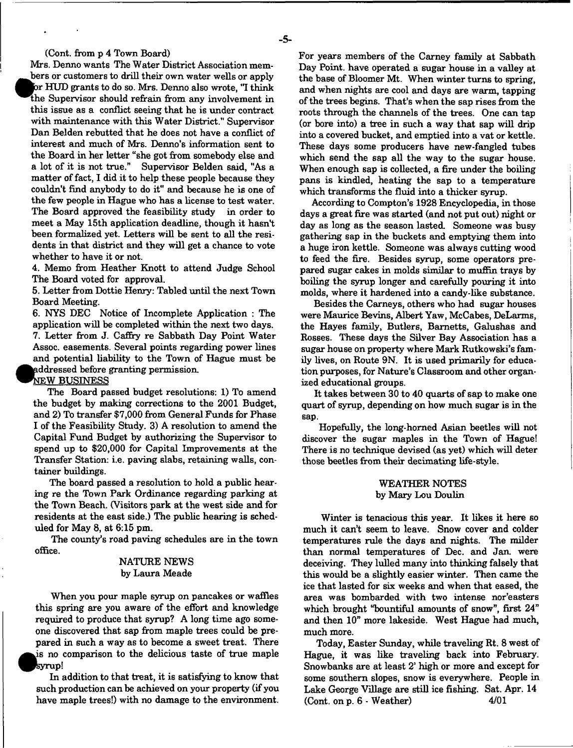(Cont. from p 4 Town Board)

Mrs. Denno wants The Water District Association members or customers to drill their own water wells or apply for HUD grants to do so. Mrs. Denno also wrote, "I think the Supervisor should refrain from any involvement in this issue as a conflict seeing that he is under contract with maintenance with this Water District." Supervisor Dan Belden rebutted that he does not have a conflict of interest and much of Mrs. Denno's information sent to the Board in her letter "she got from somebody else and a lot of it is not true." Supervisor Belden said, "As a matter of fact, I did it to help these people because they couldn't find anybody to do it" and because he is one of the few people in Hague who has a license to test water. The Board approved the feasibility study in order to meet a May 15th application deadline, though it hasn't been formalized yet. Letters will be sent to all the residents in that district and they will get a chance to vote whether to have it or not.

4. Memo from Heather Knott to attend Judge School The Board voted for approval.

5. Letter from Dottie Henry: Tabled until the next Town Board Meeting.

6. NYS DEC Notice of Incomplete Application : The application will be completed within the next two days.

7. Letter from J. Caffry re Sabbath Day Point Water Assoc. easements. Several points regarding power lines and potential liability to the Town of Hague must be addressed before granting permission.

NEW BUSINESS

The Board passed budget resolutions: 1) To amend the budget by making corrections to the 2001 Budget, and 2) To transfer $7,000 from General Funds for Phase I of the Feasibility Study. 3) A resolution to amend the Capital Fund Budget by authorizing the Supervisor to spend up to $20,000 for Capital Improvements at the Transfer Station: i.e. paving slabs, retaining walls, container buildings.

The board passed a resolution to hold a public hearing re the Town Park Ordinance regarding parking at the Town Beach. (Visitors park at the west side and for residents at the east side.) The public hearing is scheduled for May 8, at 6:15 pm.

The county's road paving schedules are in the town office.

## NATURE NEWS
by Laura Meade

When you pour maple syrup on pancakes or waffles this spring are you aware of the effort and knowledge required to produce that syrup? A long time ago someone discovered that sap from maple trees could be prepared in such a way as to become a sweet treat. There is no comparison to the delicious taste of true maple syrup!

In addition to that treat, it is satisfying to know that such production can be achieved on your property (if you have maple trees!) with no damage to the environment. For years members of the Carney family at Sabbath Day Point. have operated a sugar house in a valley at the base of Bloomer Mt. When winter turns to spring, and when nights are cool and days are warm, tapping of the trees begins. That's when the sap rises from the roots through the channels of the trees. One can tap (or bore into) a tree in such a way that sap will drip into a covered bucket, and emptied into a vat or kettle. These days some producers have new-fangled tubes which send the sap all the way to the sugar house. When enough sap is collected, a fire under the boiling pans is kindled, heating the sap to a temperature which transforms the fluid into a thicker syrup.

According to Compton's 1928 Encyclopedia, in those days a great fire was started (and not put out) night or day as long as the season lasted. Someone was busy gathering sap in the buckets and emptying them into a huge iron kettle. Someone was always cutting wood to feed the fire. Besides syrup, some operators prepared sugar cakes in molds similar to muffin trays by boiling the syrup longer and carefully pouring it into molds, where it hardened into a candy-like substance.

Besides the Carneys, others who had sugar houses were Maurice Bevins, Albert Yaw, McCabes, DeLarms, the Hayes family, Butlers, Barnetts, Galushas and Rosses. These days the Silver Bay Association has a sugar house on property where Mark Rutkowski's family lives, on Route 9N. It is used primarily for education purposes, for Nature's Classroom and other organized educational groups.

It takes between 30 to 40 quarts of sap to make one quart of syrup, depending on how much sugar is in the sap.

Hopefully, the long-horned Asian beetles will not discover the sugar maples in the Town of Hague! There is no technique devised (as yet) which will deter those beetles from their decimating life-style.

## WEATHER NOTES
by Mary Lou Doulin

Winter is tenacious this year. It likes it here so much it can't seem to leave. Snow cover and colder temperatures rule the days and nights. The milder than normal temperatures of Dec. and Jan. were deceiving. They lulled many into thinking falsely that this would be a slightly easier winter. Then came the ice that lasted for six weeks and when that eased, the area was bombarded with two intense nor'easters which brought "bountiful amounts of snow", first 24" and then 10" more lakeside. West Hague had much, much more.

Today, Easter Sunday, while traveling Rt. 8 west of Hague, it was like traveling back into February. Snowbanks are at least 2' high or more and except for some southern slopes, snow is everywhere. People in Lake George Village are still ice fishing. Sat. Apr. 14 (Cont. on p. 6 - Weather)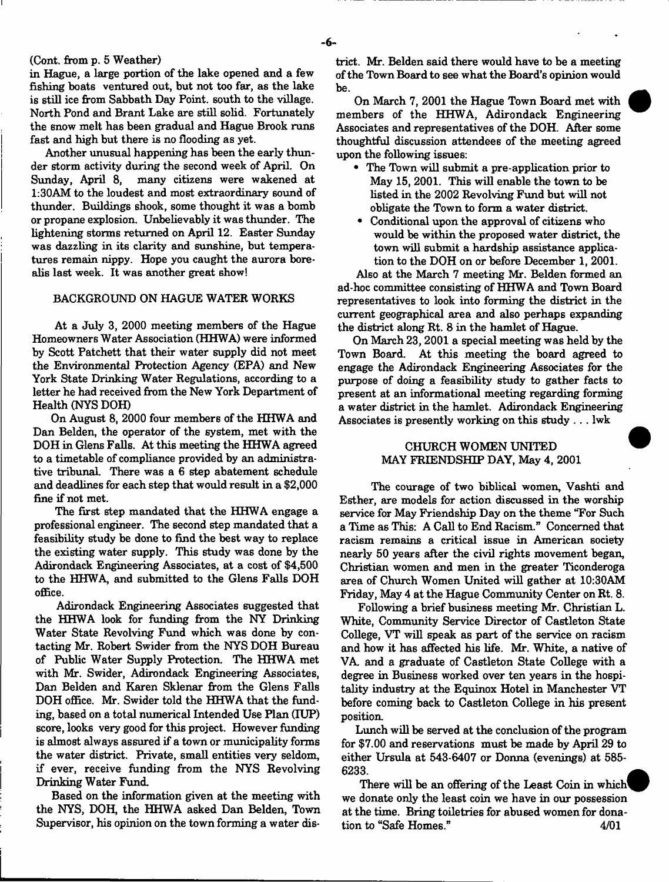(Cont. from p. 5 Weather)

in Hague, a large portion of the lake opened and a few fishing boats ventured out, but not too far, as the lake is still ice from Sabbath Day Point. south to the village. North Pond and Brant Lake are still solid. Fortunately the snow melt has been gradual and Hague Brook runs fast and high but there is no flooding as yet.

Another unusual happening has been the early thunder storm activity during the second week of April. On Sunday, April 8, many citizens were wakened at 1:30AM to the loudest and most extraordinary sound of thunder. Buildings shook, some thought it was a bomb or propane explosion. Unbelievably it was thunder. The lightening storms returned on April 12. Easter Sunday was dazzling in its clarity and sunshine, but temperatures remain nippy. Hope you caught the aurora borealis last week. It was another great show!

## BACKGROUND ON HAGUE WATER WORKS

At a July 3, 2000 meeting members of the Hague Homeowners Water Association (HHWA) were informed by Scott Patchett that their water supply did not meet the Environmental Protection Agency (EPA) and New York State Drinking Water Regulations, according to a letter he had received from the New York Department of Health (NYS DOH)

On August 8, 2000 four members of the HHWA and Dan Belden, the operator of the system, met with the DOH in Glens Falls. At this meeting the HHWA agreed to a timetable of compliance provided by an administrative tribunal. There was a 6 step abatement schedule and deadlines for each step that would result in a $2,000 fine if not met.

The first step mandated that the HHWA engage a professional engineer. The second step mandated that a feasibility study be done to find the best way to replace the existing water supply. This study was done by the Adirondack Engineering Associates, at a cost of $4,500 to the HHWA, and submitted to the Glens Falls DOH office.

Adirondack Engineering Associates suggested that the HHWA look for funding from the NY Drinking Water State Revolving Fund which was done by contacting Mr. Robert Swider from the NYS DOH Bureau of Public Water Supply Protection. The HHWA met with Mr. Swider, Adirondack Engineering Associates, Dan Belden and Karen Sklenar from the Glens Falls DOH office. Mr. Swider told the HHWA that the funding, based on a total numerical Intended Use Plan (IUP) score, looks very good for this project. However funding is almost always assured if a town or municipality forms the water district. Private, small entities very seldom, if ever, receive funding from the NYS Revolving Drinking Water Fund.

Based on the information given at the meeting with the NYS, DOH, the HHWA asked Dan Belden, Town Supervisor, his opinion on the town forming a water district. Mr. Belden said there would have to be a meeting of the Town Board to see what the Board's opinion would be.

On March 7, 2001 the Hague Town Board met with members of the HHWA, Adirondack Engineering Associates and representatives of the DOH. After some thoughtful discussion attendees of the meeting agreed upon the following issues:

- The Town will submit a pre-application prior to May 15, 2001. This will enable the town to be listed in the 2002 Revolving Fund but will not obligate the Town to form a water district.
- Conditional upon the approval of citizens who would be within the proposed water district, the town will submit a hardship assistance application to the DOH on or before December 1, 2001.

Also at the March 7 meeting Mr. Belden formed an ad-hoc committee consisting of HHWA and Town Board representatives to look into forming the district in the current geographical area and also perhaps expanding the district along Rt. 8 in the hamlet of Hague.

On March 23, 2001 a special meeting was held by the Town Board. At this meeting the board agreed to engage the Adirondack Engineering Associates for the purpose of doing a feasibility study to gather facts to present at an informational meeting regarding forming a water district in the hamlet. Adirondack Engineering Associates is presently working on this study . . . lwk

## CHURCH WOMEN UNITED
## MAY FRIENDSHIP DAY, May 4, 2001

The courage of two biblical women, Vashti and Esther, are models for action discussed in the worship service for May Friendship Day on the theme "For Such a Time as This: A Call to End Racism." Concerned that racism remains a critical issue in American society nearly 50 years after the civil rights movement began, Christian women and men in the greater Ticonderoga area of Church Women United will gather at 10:30AM Friday, May 4 at the Hague Community Center on Rt. 8.

Following a brief business meeting Mr. Christian L. White, Community Service Director of Castleton State College, VT will speak as part of the service on racism and how it has affected his life. Mr. White, a native of VA. and a graduate of Castleton State College with a degree in Business worked over ten years in the hospitality industry at the Equinox Hotel in Manchester VT before coming back to Castleton College in his present position.

Lunch will be served at the conclusion of the program for $7.00 and reservations must be made by April 29 to either Ursula at 543-6407 or Donna (evenings) at 585-6233.

There will be an offering of the Least Coin in which we donate only the least coin we have in our possession at the time. Bring toiletries for abused women for donation to "Safe Homes." 4/01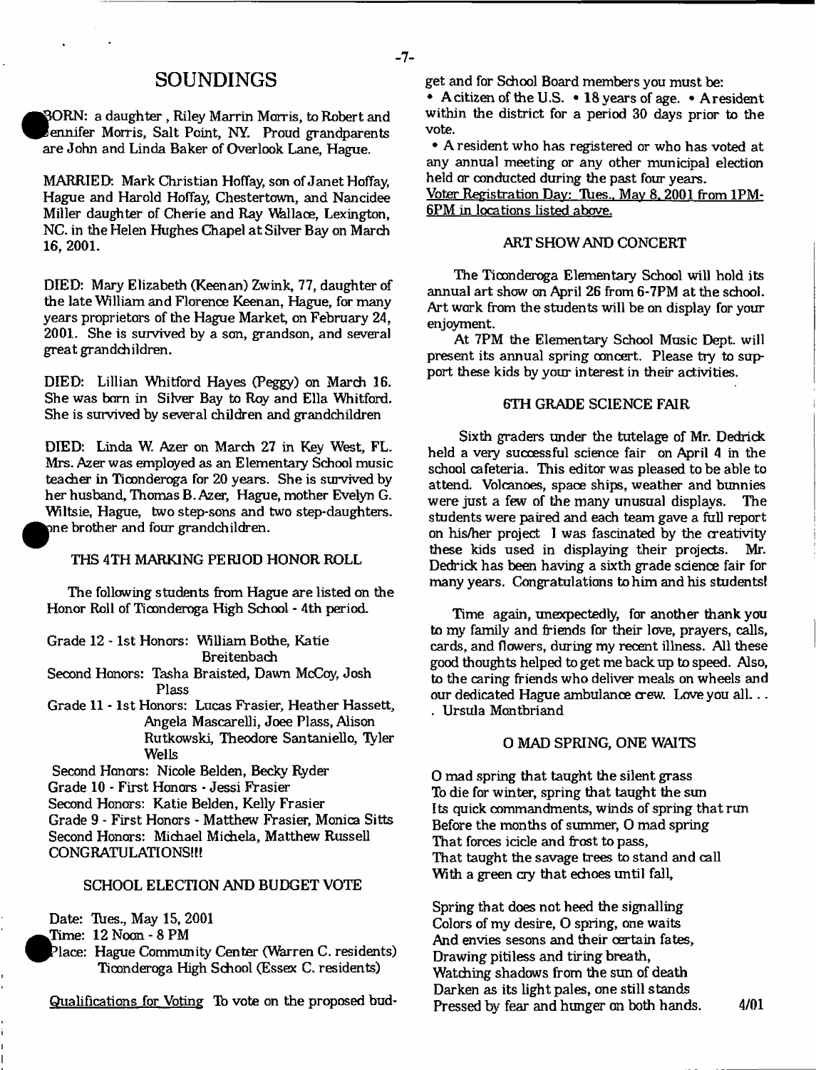# SOUNDINGS

BORN: a daughter , Riley Marrin Morris, to Robert and Jennifer Morris, Salt Point, NY. Proud grandparents are John and Linda Baker of Overlook Lane, Hague.

MARRIED: Mark Christian Hoffay, son of Janet Hoffay, Hague and Harold Hoffay, Chestertown, and Nancidee Miller daughter of Cherie and Ray Wallace, Lexington, NC. in the Helen Hughes Chapel at Silver Bay on March 16, 2001.

DIED: Mary Elizabeth (Keenan) Zwink, 77, daughter of the late William and Florence Keenan, Hague, for many years proprietors of the Hague Market, on February 24, 2001. She is survived by a son, grandson, and several great grandchildren.

DIED: Lillian Whitford Hayes (Peggy) on March 16. She was born in Silver Bay to Roy and Ella Whitford. She is survived by several children and grandchildren

DIED: Linda W. Azer on March 27 in Key West, FL. Mrs. Azer was employed as an Elementary School music teacher in Ticonderoga for 20 years. She is survived by her husband, Thomas B. Azer, Hague, mother Evelyn G. Wiltsie, Hague, two step-sons and two step-daughters. One brother and four grandchildren.

## THS 4TH MARKING PERIOD HONOR ROLL

The following students from Hague are listed on the Honor Roll of Ticonderoga High School - 4th period.

Grade 12 - 1st Honors: William Bothe, Katie Breitenbach
Second Honors: Tasha Braisted, Dawn McCoy, Josh Plass
Grade 11 - 1st Honors: Lucas Frasier, Heather Hassett, Angela Mascarelli, Joee Plass, Alison Rutkowski, Theodore Santaniello, Tyler Wells
Second Honors: Nicole Belden, Becky Ryder
Grade 10 - First Honors - Jessi Frasier
Second Honors: Katie Belden, Kelly Frasier
Grade 9 - First Honors - Matthew Frasier, Monica Sitts
Second Honors: Michael Michela, Matthew Russell
CONGRATULATIONS!!!

## SCHOOL ELECTION AND BUDGET VOTE

Date: Tues., May 15, 2001
Time: 12 Noon - 8 PM
Place: Hague Community Center (Warren C. residents)
Ticonderoga High School (Essex C. residents)

Qualifications for Voting To vote on the proposed budget and for School Board members you must be:

- A citizen of the U.S.
- 18 years of age.
- A resident within the district for a period 30 days prior to the vote.
- A resident who has registered or who has voted at any annual meeting or any other municipal election held or conducted during the past four years.

Voter Registration Day: Tues., May 8, 2001 from 1PM-6PM in locations listed above.

## ART SHOW AND CONCERT

The Ticonderoga Elementary School will hold its annual art show on April 26 from 6-7PM at the school. Art work from the students will be on display for your enjoyment.

At 7PM the Elementary School Music Dept. will present its annual spring concert. Please try to support these kids by your interest in their activities.

## 6TH GRADE SCIENCE FAIR

Sixth graders under the tutelage of Mr. Dedrick held a very successful science fair on April 4 in the school cafeteria. This editor was pleased to be able to attend. Volcanoes, space ships, weather and bunnies were just a few of the many unusual displays. The students were paired and each team gave a full report on his/her project I was fascinated by the creativity these kids used in displaying their projects. Mr. Dedrick has been having a sixth grade science fair for many years. Congratulations to him and his students!

Time again, unexpectedly, for another thank you to my family and friends for their love, prayers, calls, cards, and flowers, during my recent illness. All these good thoughts helped to get me back up to speed. Also, to the caring friends who deliver meals on wheels and our dedicated Hague ambulance crew. Love you all. . . . Ursula Montbriand

## O MAD SPRING, ONE WAITS

O mad spring that taught the silent grass
To die for winter, spring that taught the sun
Its quick commandments, winds of spring that run
Before the months of summer, O mad spring
That forces icicle and frost to pass,
That taught the savage trees to stand and call
With a green cry that echoes until fall,

Spring that does not heed the signalling
Colors of my desire, O spring, one waits
And envies sesons and their certain fates,
Drawing pitiless and tiring breath,
Watching shadows from the sun of death
Darken as its light pales, one still stands
Pressed by fear and hunger on both hands. 4/01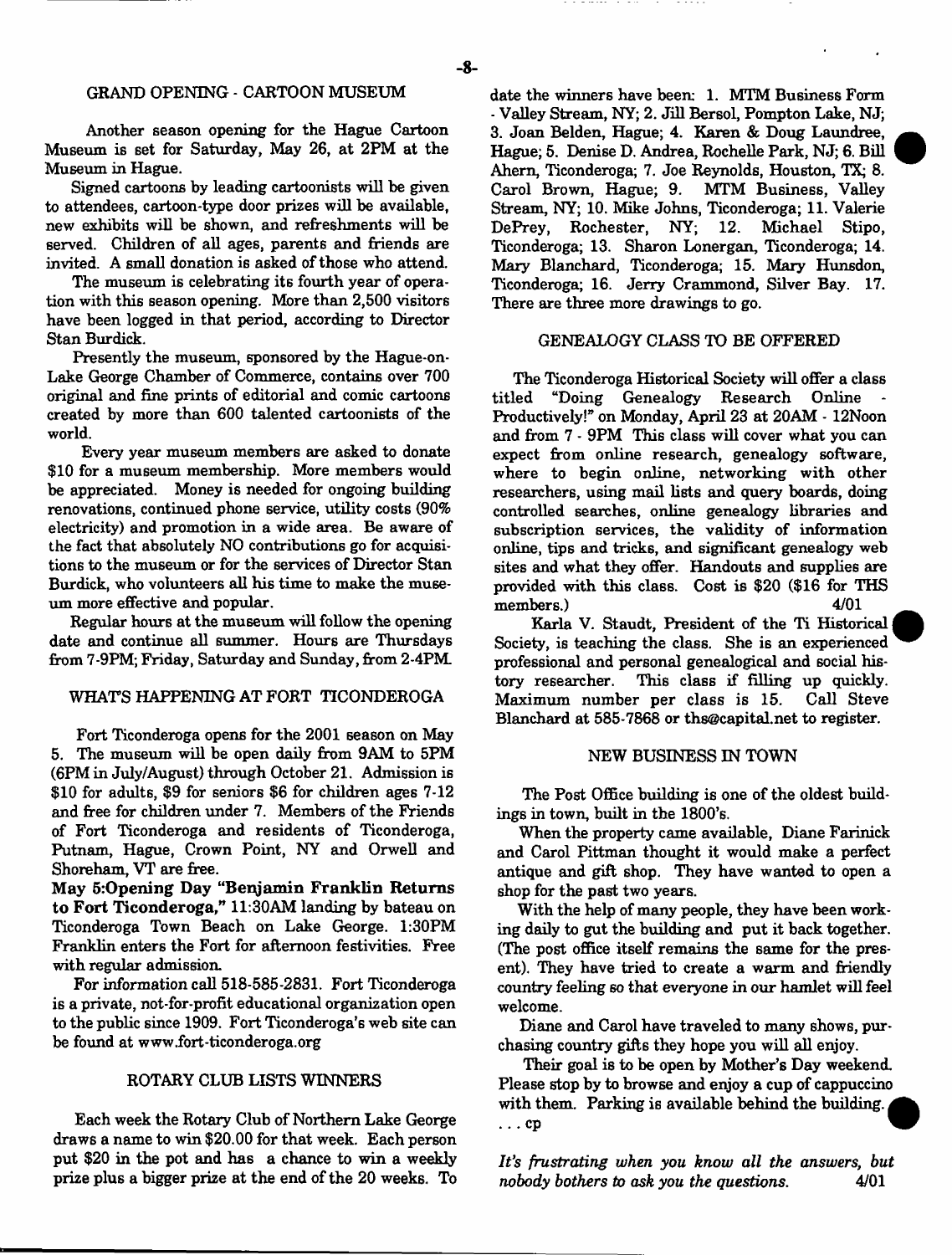## GRAND OPENING - CARTOON MUSEUM

Another season opening for the Hague Cartoon Museum is set for Saturday, May 26, at 2PM at the Museum in Hague.

Signed cartoons by leading cartoonists will be given to attendees, cartoon-type door prizes will be available, new exhibits will be shown, and refreshments will be served. Children of all ages, parents and friends are invited. A small donation is asked of those who attend.

The museum is celebrating its fourth year of operation with this season opening. More than 2,500 visitors have been logged in that period, according to Director Stan Burdick.

Presently the museum, sponsored by the Hague-on-Lake George Chamber of Commerce, contains over 700 original and fine prints of editorial and comic cartoons created by more than 600 talented cartoonists of the world.

Every year museum members are asked to donate $10 for a museum membership. More members would be appreciated. Money is needed for ongoing building renovations, continued phone service, utility costs (90% electricity) and promotion in a wide area. Be aware of the fact that absolutely NO contributions go for acquisitions to the museum or for the services of Director Stan Burdick, who volunteers all his time to make the museum more effective and popular.

Regular hours at the museum will follow the opening date and continue all summer. Hours are Thursdays from 7-9PM; Friday, Saturday and Sunday, from 2-4PM.

## WHAT'S HAPPENING AT FORT TICONDEROGA

Fort Ticonderoga opens for the 2001 season on May 5. The museum will be open daily from 9AM to 5PM (6PM in July/August) through October 21. Admission is $10 for adults, $9 for seniors $6 for children ages 7-12 and free for children under 7. Members of the Friends of Fort Ticonderoga and residents of Ticonderoga, Putnam, Hague, Crown Point, NY and Orwell and Shoreham, VT are free.

**May 5:Opening Day "Benjamin Franklin Returns to Fort Ticonderoga,"** 11:30AM landing by bateau on Ticonderoga Town Beach on Lake George. 1:30PM Franklin enters the Fort for afternoon festivities. Free with regular admission.

For information call 518-585-2831. Fort Ticonderoga is a private, not-for-profit educational organization open to the public since 1909. Fort Ticonderoga's web site can be found at www.fort-ticonderoga.org

## ROTARY CLUB LISTS WINNERS

Each week the Rotary Club of Northern Lake George draws a name to win $20.00 for that week. Each person put $20 in the pot and has a chance to win a weekly prize plus a bigger prize at the end of the 20 weeks. To date the winners have been: 1. MTM Business Form - Valley Stream, NY; 2. Jill Bersol, Pompton Lake, NJ; 3. Joan Belden, Hague; 4. Karen & Doug Laundree, Hague; 5. Denise D. Andrea, Rochelle Park, NJ; 6. Bill Ahern, Ticonderoga; 7. Joe Reynolds, Houston, TX; 8. Carol Brown, Hague; 9. MTM Business, Valley Stream, NY; 10. Mike Johns, Ticonderoga; 11. Valerie DePrey, Rochester, NY; 12. Michael Stipo, Ticonderoga; 13. Sharon Lonergan, Ticonderoga; 14. Mary Blanchard, Ticonderoga; 15. Mary Hunsdon, Ticonderoga; 16. Jerry Crammond, Silver Bay. 17. There are three more drawings to go.

## GENEALOGY CLASS TO BE OFFERED

The Ticonderoga Historical Society will offer a class titled "Doing Genealogy Research Online - Productively!" on Monday, April 23 at 20AM - 12Noon and from 7 - 9PM This class will cover what you can expect from online research, genealogy software, where to begin online, networking with other researchers, using mail lists and query boards, doing controlled searches, online genealogy libraries and subscription services, the validity of information online, tips and tricks, and significant genealogy web sites and what they offer. Handouts and supplies are provided with this class. Cost is $20 ($16 for THS members.) 4/01

Karla V. Staudt, President of the Ti Historical Society, is teaching the class. She is an experienced professional and personal genealogical and social history researcher. This class if filling up quickly. Maximum number per class is 15. Call Steve Blanchard at 585-7868 or ths@capital.net to register.

## NEW BUSINESS IN TOWN

The Post Office building is one of the oldest buildings in town, built in the 1800's.

When the property came available, Diane Farinick and Carol Pittman thought it would make a perfect antique and gift shop. They have wanted to open a shop for the past two years.

With the help of many people, they have been working daily to gut the building and put it back together. (The post office itself remains the same for the present). They have tried to create a warm and friendly country feeling so that everyone in our hamlet will feel welcome.

Diane and Carol have traveled to many shows, purchasing country gifts they hope you will all enjoy.

Their goal is to be open by Mother's Day weekend. Please stop by to browse and enjoy a cup of cappuccino with them. Parking is available behind the building. ...cp

*It's frustrating when you know all the answers, but nobody bothers to ask you the questions.* 4/01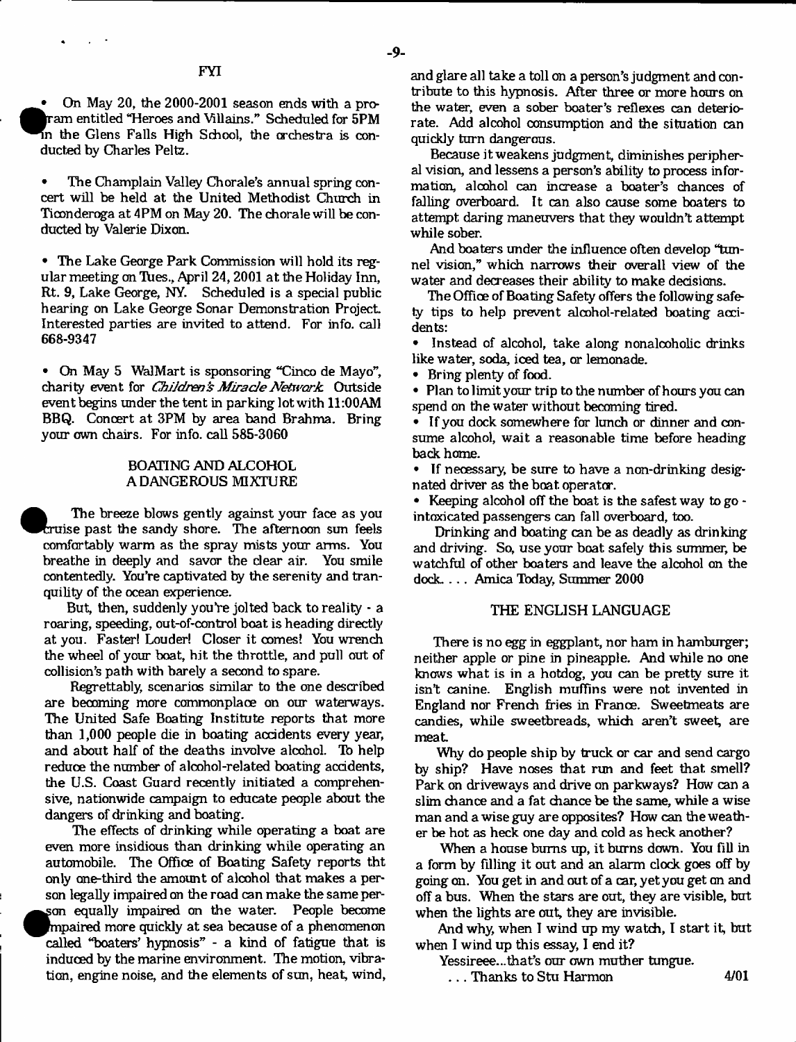## FYI

- On May 20, the 2000-2001 season ends with a program entitled "Heroes and Villains." Scheduled for 5PM in the Glens Falls High School, the orchestra is conducted by Charles Peltz.

- The Champlain Valley Chorale's annual spring concert will be held at the United Methodist Church in Ticonderoga at 4PM on May 20. The chorale will be conducted by Valerie Dixon.

- The Lake George Park Commission will hold its regular meeting on Tues., April 24, 2001 at the Holiday Inn, Rt. 9, Lake George, NY. Scheduled is a special public hearing on Lake George Sonar Demonstration Project. Interested parties are invited to attend. For info. call 668-9347

- On May 5 WalMart is sponsoring "Cinco de Mayo", charity event for *Children's Miracle Network*. Outside event begins under the tent in parking lot with 11:00AM BBQ. Concert at 3PM by area band Brahma. Bring your own chairs. For info. call 585-3060

## BOATING AND ALCOHOL A DANGEROUS MIXTURE

The breeze blows gently against your face as you cruise past the sandy shore. The afternoon sun feels comfortably warm as the spray mists your arms. You breathe in deeply and savor the clear air. You smile contentedly. You're captivated by the serenity and tranquility of the ocean experience.

But, then, suddenly you're jolted back to reality - a roaring, speeding, out-of-control boat is heading directly at you. Faster! Louder! Closer it comes! You wrench the wheel of your boat, hit the throttle, and pull out of collision's path with barely a second to spare.

Regrettably, scenarios similar to the one described are becoming more commonplace on our waterways. The United Safe Boating Institute reports that more than 1,000 people die in boating accidents every year, and about half of the deaths involve alcohol. To help reduce the number of alcohol-related boating accidents, the U.S. Coast Guard recently initiated a comprehensive, nationwide campaign to educate people about the dangers of drinking and boating.

The effects of drinking while operating a boat are even more insidious than drinking while operating an automobile. The Office of Boating Safety reports tht only one-third the amount of alcohol that makes a person legally impaired on the road can make the same person equally impaired on the water. People become impaired more quickly at sea because of a phenomenon called "boaters' hypnosis" - a kind of fatigue that is induced by the marine environment. The motion, vibration, engine noise, and the elements of sun, heat, wind, and glare all take a toll on a person's judgment and contribute to this hypnosis. After three or more hours on the water, even a sober boater's reflexes can deteriorate. Add alcohol consumption and the situation can quickly turn dangerous.

Because it weakens judgment, diminishes peripheral vision, and lessens a person's ability to process information, alcohol can increase a boater's chances of falling overboard. It can also cause some boaters to attempt daring maneuvers that they wouldn't attempt while sober.

And boaters under the influence often develop "tunnel vision," which narrows their overall view of the water and decreases their ability to make decisions.

The Office of Boating Safety offers the following safety tips to help prevent alcohol-related boating accidents:

- Instead of alcohol, take along nonalcoholic drinks like water, soda, iced tea, or lemonade.
- Bring plenty of food.
- Plan to limit your trip to the number of hours you can spend on the water without becoming tired.
- If you dock somewhere for lunch or dinner and consume alcohol, wait a reasonable time before heading back home.
- If necessary, be sure to have a non-drinking designated driver as the boat operator.
- Keeping alcohol off the boat is the safest way to go - intoxicated passengers can fall overboard, too.

Drinking and boating can be as deadly as drinking and driving. So, use your boat safely this summer, be watchful of other boaters and leave the alcohol on the dock. . . . Amica Today, Summer 2000

## THE ENGLISH LANGUAGE

There is no egg in eggplant, nor ham in hamburger; neither apple or pine in pineapple. And while no one knows what is in a hotdog, you can be pretty sure it isn't canine. English muffins were not invented in England nor French fries in France. Sweetmeats are candies, while sweetbreads, which aren't sweet, are meat.

Why do people ship by truck or car and send cargo by ship? Have noses that run and feet that smell? Park on driveways and drive on parkways? How can a slim chance and a fat chance be the same, while a wise man and a wise guy are opposites? How can the weather be hot as heck one day and cold as heck another?

When a house burns up, it burns down. You fill in a form by filling it out and an alarm clock goes off by going on. You get in and out of a car, yet you get on and off a bus. When the stars are out, they are visible, but when the lights are out, they are invisible.

And why, when I wind up my watch, I start it, but when I wind up this essay, I end it?

Yessireee...that's our own muther tungue.

. . . Thanks to Stu Harmon 4/01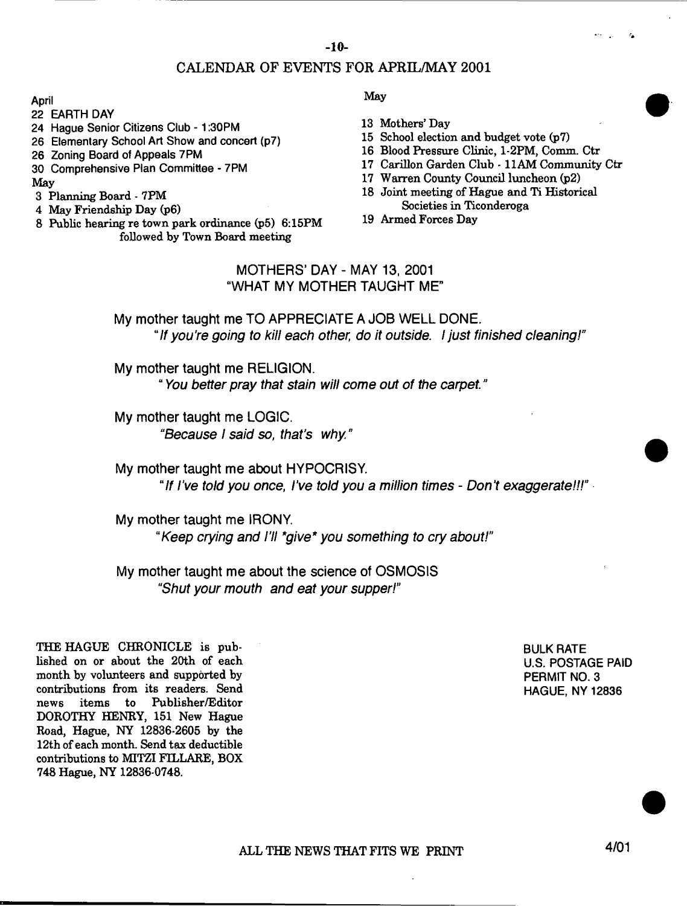# CALENDAR OF EVENTS FOR APRIL/MAY 2001

**April**

- 22 EARTH DAY
- 24 Hague Senior Citizens Club - 1:30PM
- 26 Elementary School Art Show and concert (p7)
- 26 Zoning Board of Appeals 7PM
- 30 Comprehensive Plan Committee - 7PM

**May**

- 3 Planning Board - 7PM
- 4 May Friendship Day (p6)
- 8 Public hearing re town park ordinance (p5) 6:15PM followed by Town Board meeting
- 13 Mothers' Day
- 15 School election and budget vote (p7)
- 16 Blood Pressure Clinic, 1-2PM, Comm. Ctr
- 17 Carillon Garden Club - 11AM Community Ctr
- 17 Warren County Council luncheon (p2)
- 18 Joint meeting of Hague and Ti Historical Societies in Ticonderoga
- 19 Armed Forces Day

## MOTHERS' DAY - MAY 13, 2001
## "WHAT MY MOTHER TAUGHT ME"

My mother taught me TO APPRECIATE A JOB WELL DONE.
*"If you're going to kill each other, do it outside. I just finished cleaning!"*

My mother taught me RELIGION.
*"You better pray that stain will come out of the carpet."*

My mother taught me LOGIC.
*"Because I said so, that's why."*

My mother taught me about HYPOCRISY.
*"If I've told you once, I've told you a million times - Don't exaggerate!!!"*

My mother taught me IRONY.
*"Keep crying and I'll *give* you something to cry about!"*

My mother taught me about the science of OSMOSIS
*"Shut your mouth and eat your supper!"*

THE HAGUE CHRONICLE is published on or about the 20th of each month by volunteers and supported by contributions from its readers. Send news items to Publisher/Editor DOROTHY HENRY, 151 New Hague Road, Hague, NY 12836-2605 by the 12th of each month. Send tax deductible contributions to MITZI FILLARE, BOX 748 Hague, NY 12836-0748.

BULK RATE
U.S. POSTAGE PAID
PERMIT NO. 3
HAGUE, NY 12836

ALL THE NEWS THAT FITS WE PRINT

4/01